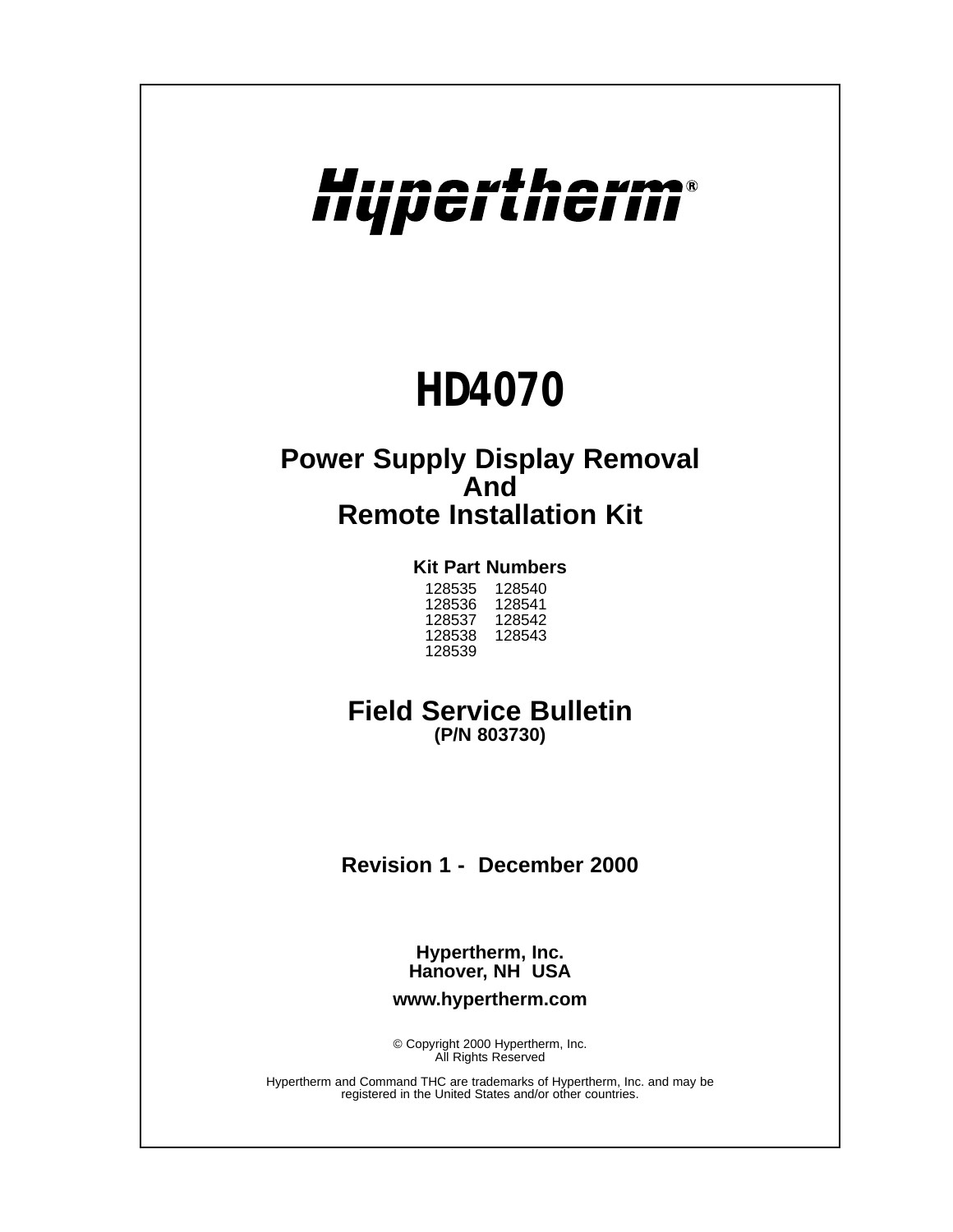# Hypertherm®

# HD4070

## Power Supply Display Removal And Remote Installation Kit

**Kit Part Numbers**

| | |
|---|---|
| 128535 | 128540 |
| 128536 | 128541 |
| 128537 | 128542 |
| 128538 | 128543 |
| 128539 | |

## Field Service Bulletin

**(P/N 803730)**

**Revision 1 - December 2000**

**Hypertherm, Inc.**
**Hanover, NH USA**

**www.hypertherm.com**

© Copyright 2000 Hypertherm, Inc.
All Rights Reserved

Hypertherm and Command THC are trademarks of Hypertherm, Inc. and may be registered in the United States and/or other countries.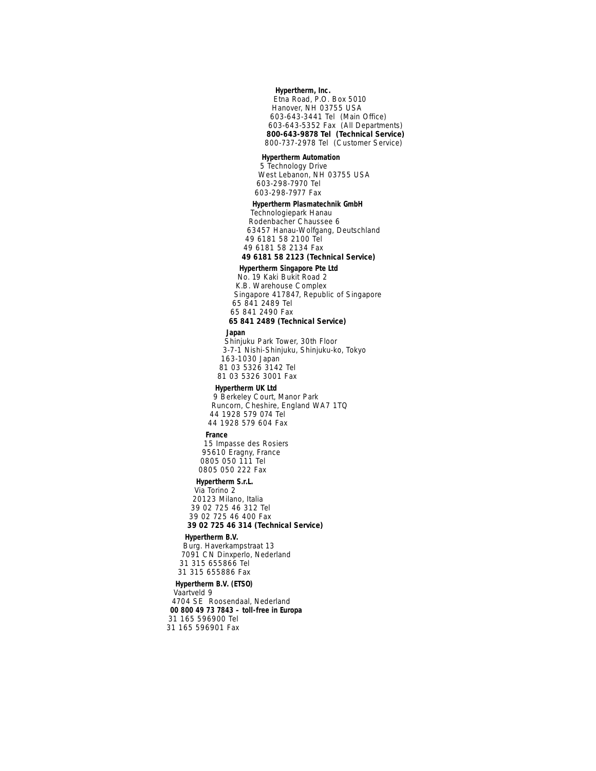**Hypertherm, Inc.**
Etna Road, P.O. Box 5010
Hanover, NH 03755 USA
603-643-3441 Tel (Main Office)
603-643-5352 Fax (All Departments)
**800-643-9878 Tel (Technical Service)**
800-737-2978 Tel (Customer Service)

**Hypertherm Automation**
5 Technology Drive
West Lebanon, NH 03755 USA
603-298-7970 Tel
603-298-7977 Fax

**Hypertherm Plasmatechnik GmbH**
Technologiepark Hanau
Rodenbacher Chaussee 6
63457 Hanau-Wolfgang, Deutschland
49 6181 58 2100 Tel
49 6181 58 2134 Fax
**49 6181 58 2123 (Technical Service)**

**Hypertherm Singapore Pte Ltd**
No. 19 Kaki Bukit Road 2
K.B. Warehouse Complex
Singapore 417847, Republic of Singapore
65 841 2489 Tel
65 841 2490 Fax
**65 841 2489 (Technical Service)**

**Japan**
Shinjuku Park Tower, 30th Floor
3-7-1 Nishi-Shinjuku, Shinjuku-ko, Tokyo
163-1030 Japan
81 03 5326 3142 Tel
81 03 5326 3001 Fax

**Hypertherm UK Ltd**
9 Berkeley Court, Manor Park
Runcorn, Cheshire, England WA7 1TQ
44 1928 579 074 Tel
44 1928 579 604 Fax

**France**
15 Impasse des Rosiers
95610 Eragny, France
0805 050 111 Tel
0805 050 222 Fax

**Hypertherm S.r.L.**
Via Torino 2
20123 Milano, Italia
39 02 725 46 312 Tel
39 02 725 46 400 Fax
**39 02 725 46 314 (Technical Service)**

**Hypertherm B.V.**
Burg. Haverkampstraat 13
7091 CN Dinxperlo, Nederland
31 315 655866 Tel
31 315 655886 Fax

**Hypertherm B.V. (ETSO)**
Vaartveld 9
4704 SE Roosendaal, Nederland
**00 800 49 73 7843 – toll-free in Europa**
31 165 596900 Tel
31 165 596901 Fax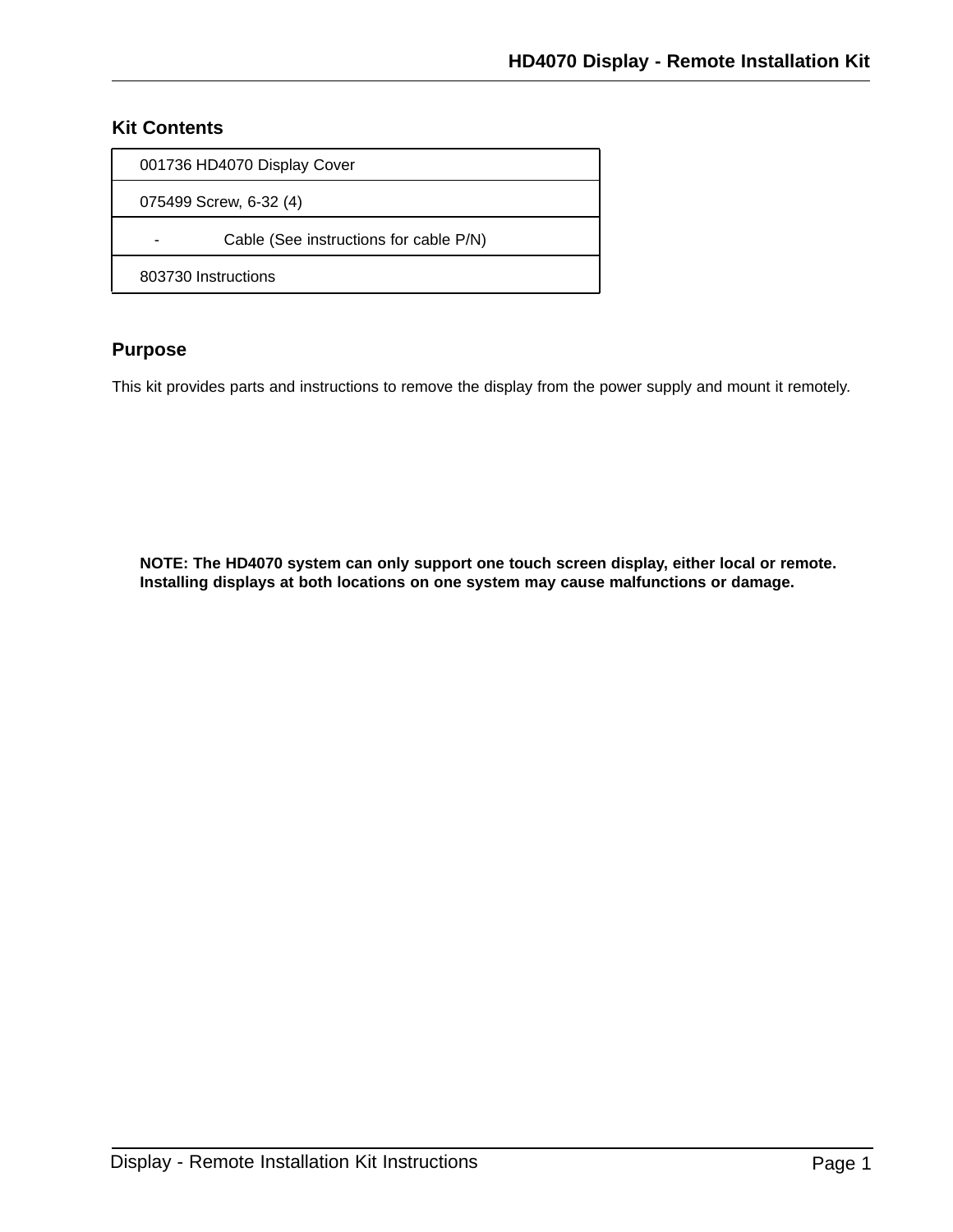## Kit Contents

| | |
|---|---|
| 001736 | HD4070 Display Cover |
| 075499 | Screw, 6-32 (4) |
| - | Cable (See instructions for cable P/N) |
| 803730 | Instructions |

## Purpose

This kit provides parts and instructions to remove the display from the power supply and mount it remotely.

**NOTE: The HD4070 system can only support one touch screen display, either local or remote. Installing displays at both locations on one system may cause malfunctions or damage.**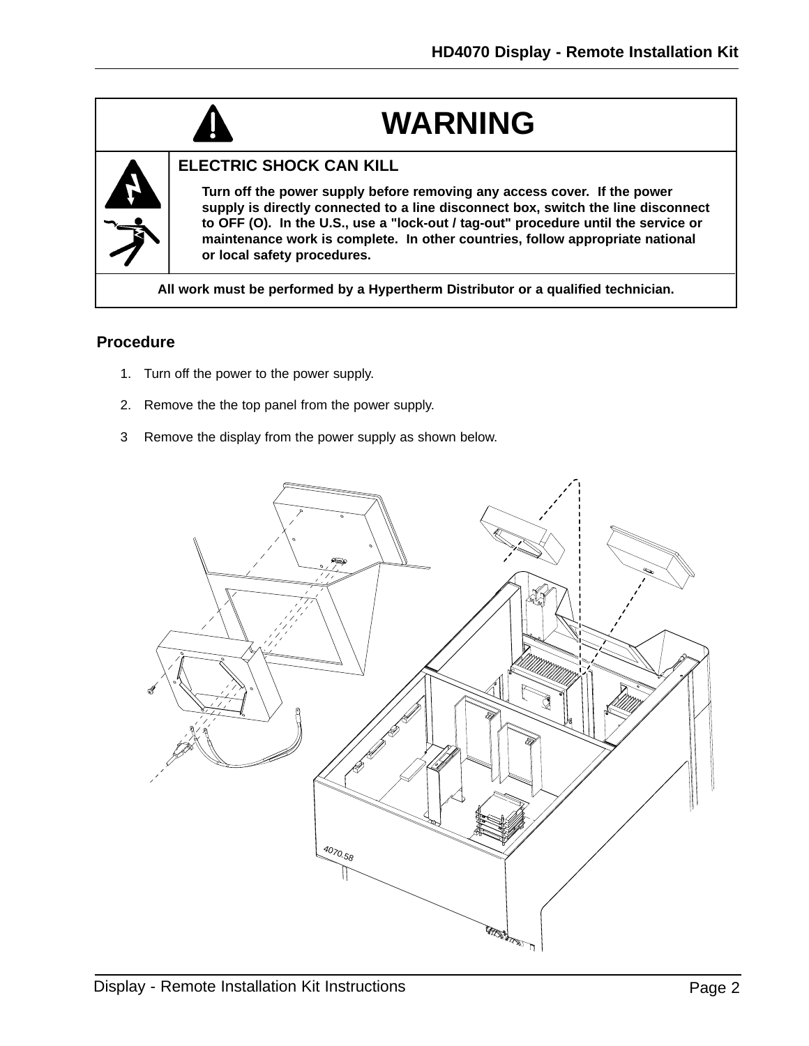# WARNING

**ELECTRIC SHOCK CAN KILL**

**Turn off the power supply before removing any access cover. If the power supply is directly connected to a line disconnect box, switch the line disconnect to OFF (O). In the U.S., use a "lock-out / tag-out" procedure until the service or maintenance work is complete. In other countries, follow appropriate national or local safety procedures.**

**All work must be performed by a Hypertherm Distributor or a qualified technician.**

## Procedure

1. Turn off the power to the power supply.
2. Remove the the top panel from the power supply.
3. Remove the display from the power supply as shown below.

4070.58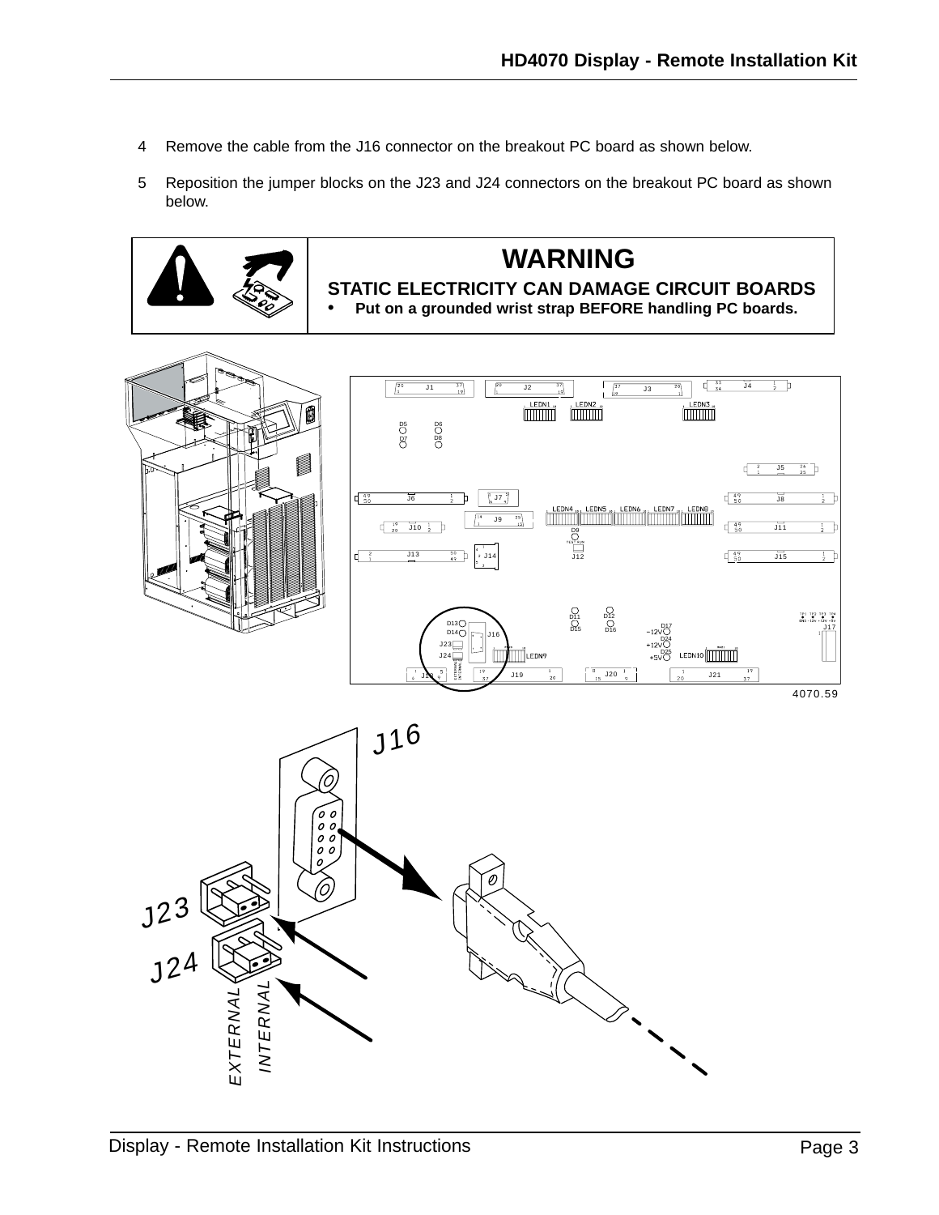4 Remove the cable from the J16 connector on the breakout PC board as shown below.

5 Reposition the jumper blocks on the J23 and J24 connectors on the breakout PC board as shown below.

| | **WARNING** |
|---|---|
| | **STATIC ELECTRICITY CAN DAMAGE CIRCUIT BOARDS**<br>• **Put on a grounded wrist strap BEFORE handling PC boards.** |

4070.59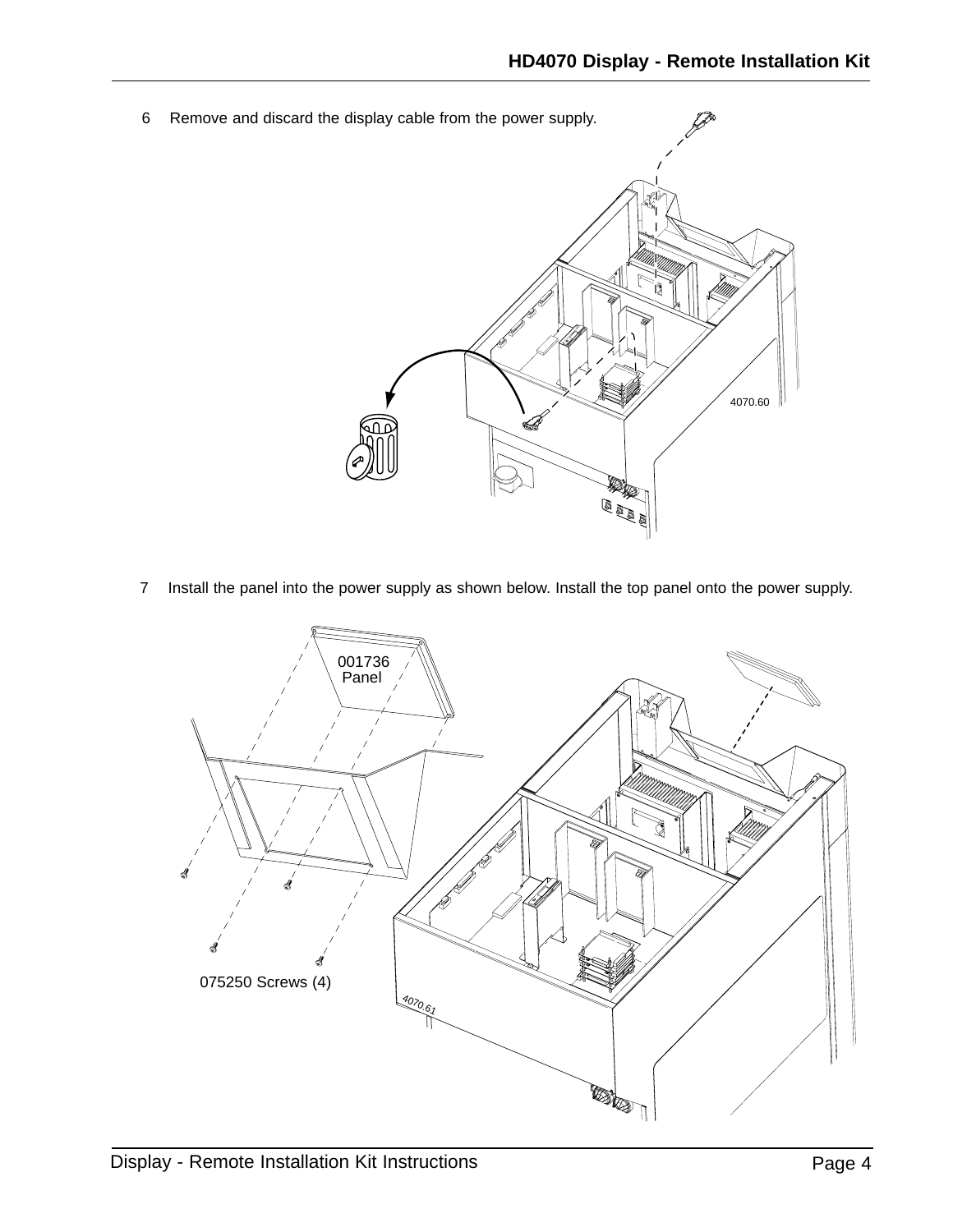6 Remove and discard the display cable from the power supply.

4070.60

7 Install the panel into the power supply as shown below. Install the top panel onto the power supply.

001736 Panel

075250 Screws (4)

4070.61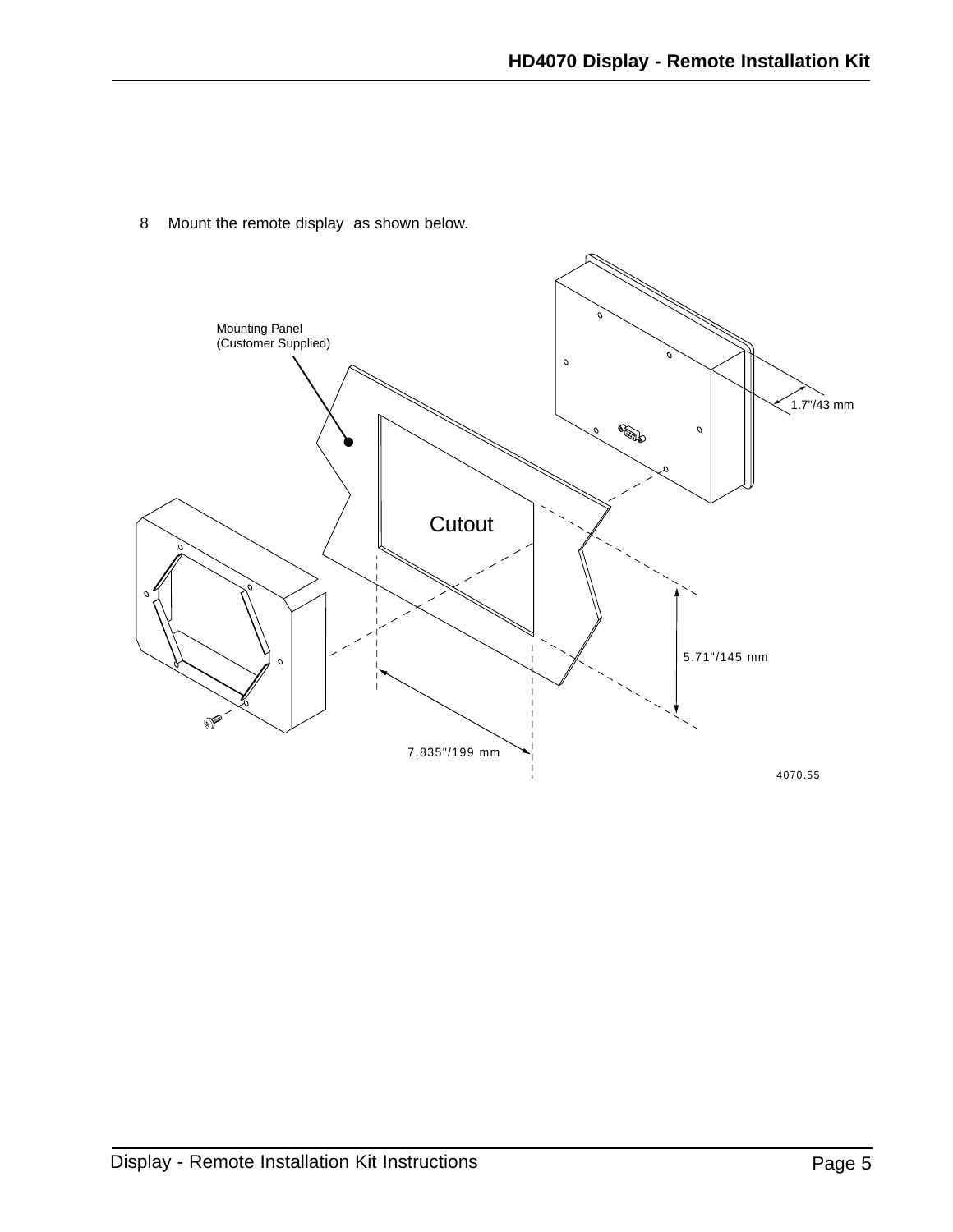8 Mount the remote display as shown below.

Mounting Panel
(Customer Supplied)

Cutout

1.7"/43 mm

5.71"/145 mm

7.835"/199 mm

4070.55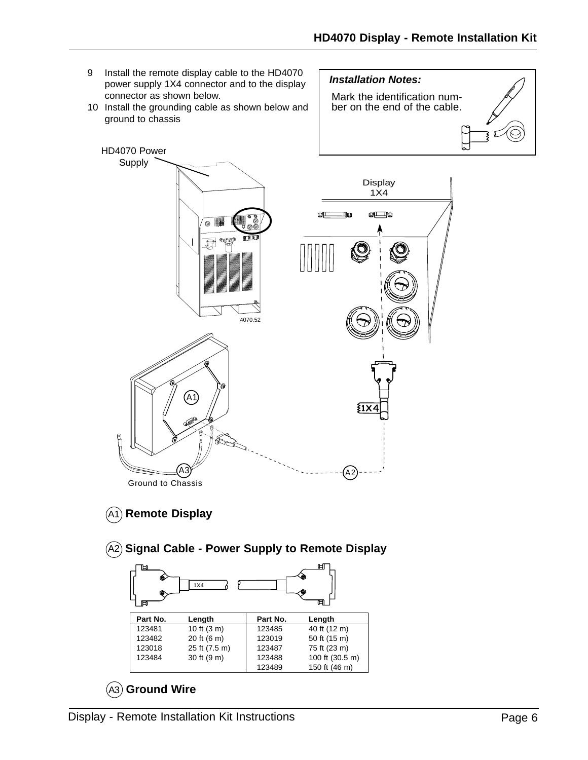9 Install the remote display cable to the HD4070 power supply 1X4 connector and to the display connector as shown below.

10 Install the grounding cable as shown below and ground to chassis

***Installation Notes:***

Mark the identification number on the end of the cable.

HD4070 Power Supply

Display 1X4

4070.52

A1

1X4

A3

Ground to Chassis

A2

**A1 Remote Display**

**A2 Signal Cable - Power Supply to Remote Display**

1X4

| Part No. | Length | Part No. | Length |
|---|---|---|---|
| 123481 | 10 ft (3 m) | 123485 | 40 ft (12 m) |
| 123482 | 20 ft (6 m) | 123019 | 50 ft (15 m) |
| 123018 | 25 ft (7.5 m) | 123487 | 75 ft (23 m) |
| 123484 | 30 ft (9 m) | 123488 | 100 ft (30.5 m) |
| | | 123489 | 150 ft (46 m) |

**A3 Ground Wire**